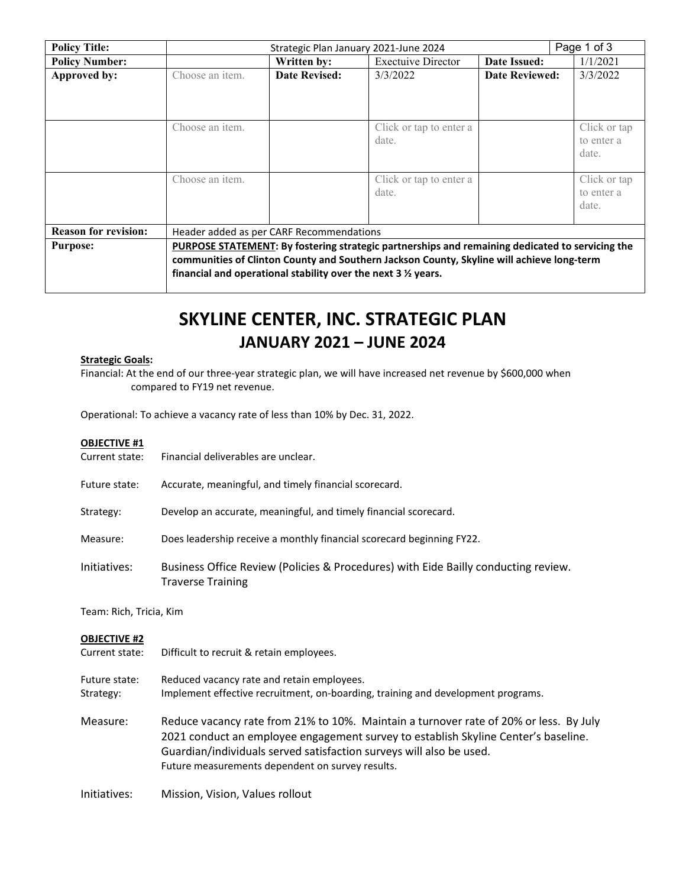| Policy Title: | Strategic Plan January 2021-June 2024 | | | | |
|---|---|---|---|---|---|
| Policy Number: | | Written by: | Exectuive Director | Date Issued: | 1/1/2021 |
| Approved by: | Choose an item. | Date Revised: | 3/3/2022 | Date Reviewed: | 3/3/2022 |
| | Choose an item. | | Click or tap to enter a date. | | Click or tap to enter a date. |
| | Choose an item. | | Click or tap to enter a date. | | Click or tap to enter a date. |
| Reason for revision: | Header added as per CARF Recommendations | | | | |
| Purpose: | **PURPOSE STATEMENT: By fostering strategic partnerships and remaining dedicated to servicing the communities of Clinton County and Southern Jackson County, Skyline will achieve long-term financial and operational stability over the next 3 ½ years.** | | | | |

# SKYLINE CENTER, INC. STRATEGIC PLAN
## JANUARY 2021 – JUNE 2024

**Strategic Goals:**

Financial: At the end of our three-year strategic plan, we will have increased net revenue by $600,000 when compared to FY19 net revenue.

Operational: To achieve a vacancy rate of less than 10% by Dec. 31, 2022.

**OBJECTIVE #1**

Current state: Financial deliverables are unclear.

Future state: Accurate, meaningful, and timely financial scorecard.

Strategy: Develop an accurate, meaningful, and timely financial scorecard.

Measure: Does leadership receive a monthly financial scorecard beginning FY22.

Initiatives: Business Office Review (Policies & Procedures) with Eide Bailly conducting review.
Traverse Training

Team: Rich, Tricia, Kim

**OBJECTIVE #2**

Current state: Difficult to recruit & retain employees.

Future state: Reduced vacancy rate and retain employees.

Strategy: Implement effective recruitment, on-boarding, training and development programs.

Measure: Reduce vacancy rate from 21% to 10%. Maintain a turnover rate of 20% or less. By July 2021 conduct an employee engagement survey to establish Skyline Center's baseline. Guardian/individuals served satisfaction surveys will also be used.
Future measurements dependent on survey results.

Initiatives: Mission, Vision, Values rollout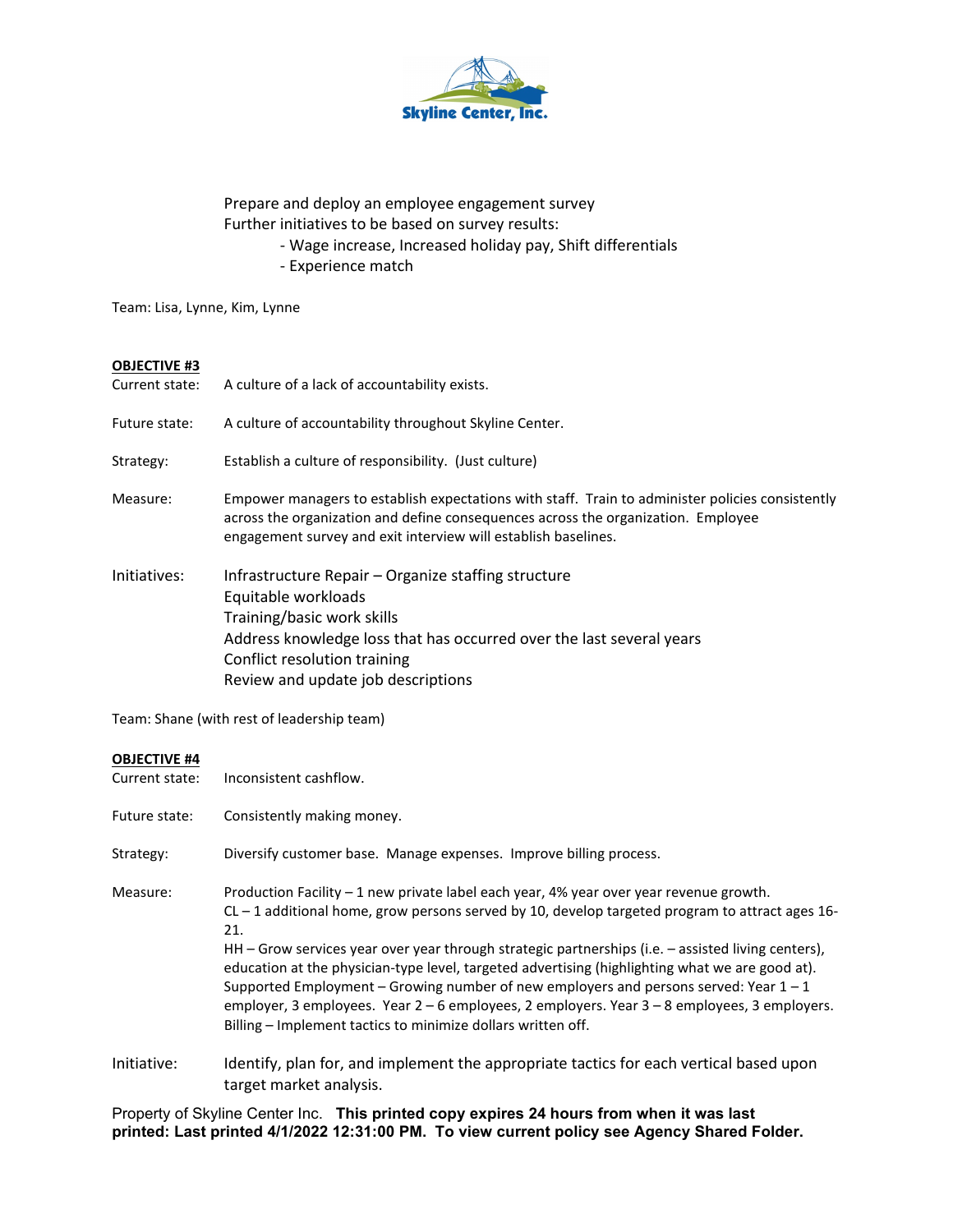Prepare and deploy an employee engagement survey
Further initiatives to be based on survey results:
- Wage increase, Increased holiday pay, Shift differentials
- Experience match

Team: Lisa, Lynne, Kim, Lynne

**OBJECTIVE #3**

Current state: A culture of a lack of accountability exists.

Future state: A culture of accountability throughout Skyline Center.

Strategy: Establish a culture of responsibility. (Just culture)

Measure: Empower managers to establish expectations with staff. Train to administer policies consistently across the organization and define consequences across the organization. Employee engagement survey and exit interview will establish baselines.

Initiatives:
Infrastructure Repair – Organize staffing structure
Equitable workloads
Training/basic work skills
Address knowledge loss that has occurred over the last several years
Conflict resolution training
Review and update job descriptions

Team: Shane (with rest of leadership team)

**OBJECTIVE #4**

Current state: Inconsistent cashflow.

Future state: Consistently making money.

Strategy: Diversify customer base. Manage expenses. Improve billing process.

Measure: Production Facility – 1 new private label each year, 4% year over year revenue growth.
CL – 1 additional home, grow persons served by 10, develop targeted program to attract ages 16-21.
HH – Grow services year over year through strategic partnerships (i.e. – assisted living centers), education at the physician-type level, targeted advertising (highlighting what we are good at).
Supported Employment – Growing number of new employers and persons served: Year 1 – 1 employer, 3 employees. Year 2 – 6 employees, 2 employers. Year 3 – 8 employees, 3 employers.
Billing – Implement tactics to minimize dollars written off.

Initiative: Identify, plan for, and implement the appropriate tactics for each vertical based upon target market analysis.

Property of Skyline Center Inc. **This printed copy expires 24 hours from when it was last printed: Last printed 4/1/2022 12:31:00 PM. To view current policy see Agency Shared Folder.**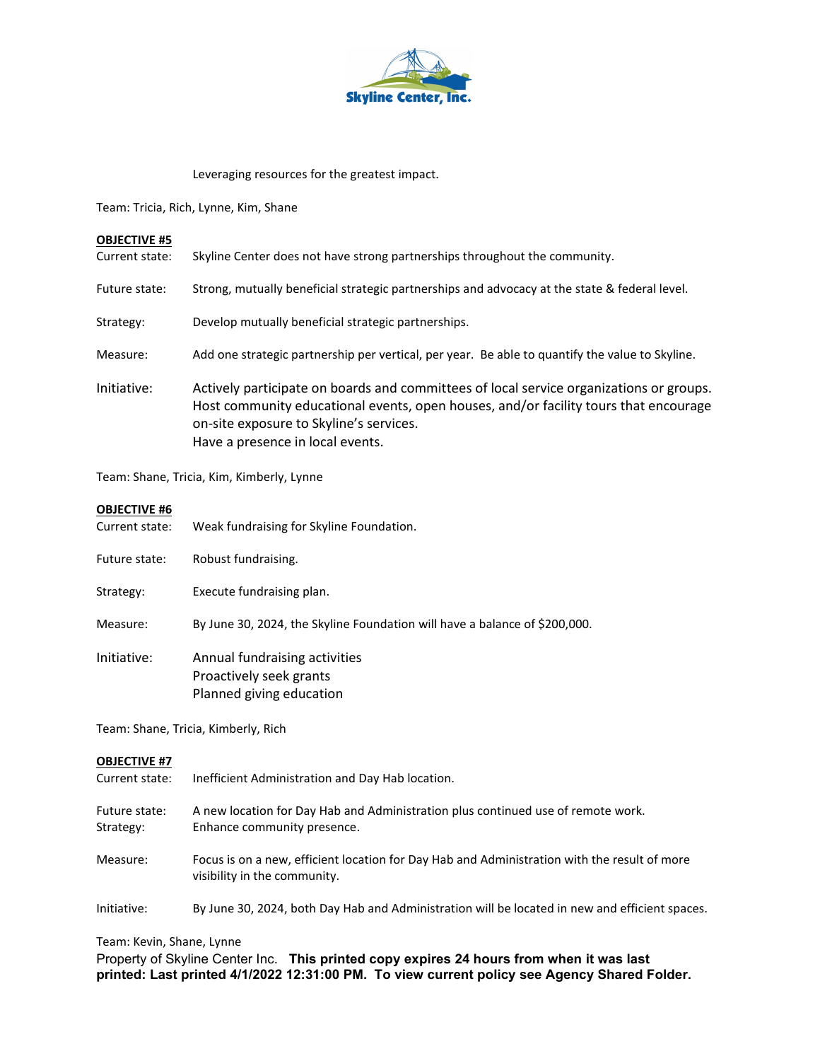Leveraging resources for the greatest impact.

Team: Tricia, Rich, Lynne, Kim, Shane

**OBJECTIVE #5**

Current state: Skyline Center does not have strong partnerships throughout the community.

Future state: Strong, mutually beneficial strategic partnerships and advocacy at the state & federal level.

Strategy: Develop mutually beneficial strategic partnerships.

Measure: Add one strategic partnership per vertical, per year. Be able to quantify the value to Skyline.

Initiative: Actively participate on boards and committees of local service organizations or groups.
Host community educational events, open houses, and/or facility tours that encourage on-site exposure to Skyline's services.
Have a presence in local events.

Team: Shane, Tricia, Kim, Kimberly, Lynne

**OBJECTIVE #6**

Current state: Weak fundraising for Skyline Foundation.

Future state: Robust fundraising.

Strategy: Execute fundraising plan.

Measure: By June 30, 2024, the Skyline Foundation will have a balance of $200,000.

Initiative: Annual fundraising activities
Proactively seek grants
Planned giving education

Team: Shane, Tricia, Kimberly, Rich

**OBJECTIVE #7**

Current state: Inefficient Administration and Day Hab location.

Future state: A new location for Day Hab and Administration plus continued use of remote work.

Strategy: Enhance community presence.

Measure: Focus is on a new, efficient location for Day Hab and Administration with the result of more visibility in the community.

Initiative: By June 30, 2024, both Day Hab and Administration will be located in new and efficient spaces.

Team: Kevin, Shane, Lynne